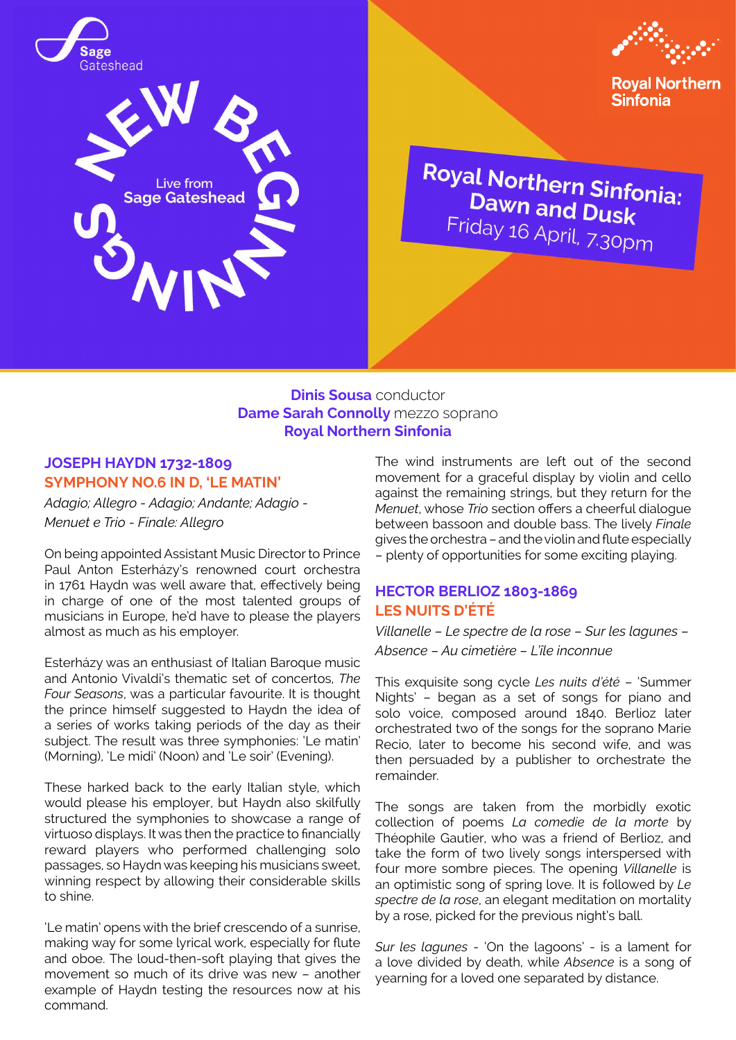Sage Gateshead

NEW BEGINNINGS

Live from **Sage Gateshead**

Royal Northern Sinfonia

# Royal Northern Sinfonia: Dawn and Dusk

Friday 16 April, 7.30pm

**Dinis Sousa** conductor
**Dame Sarah Connolly** mezzo soprano
**Royal Northern Sinfonia**

## JOSEPH HAYDN 1732-1809
## SYMPHONY NO.6 IN D, 'LE MATIN'

*Adagio; Allegro - Adagio; Andante; Adagio - Menuet e Trio - Finale: Allegro*

On being appointed Assistant Music Director to Prince Paul Anton Esterházy's renowned court orchestra in 1761 Haydn was well aware that, effectively being in charge of one of the most talented groups of musicians in Europe, he'd have to please the players almost as much as his employer.

Esterházy was an enthusiast of Italian Baroque music and Antonio Vivaldi's thematic set of concertos, *The Four Seasons*, was a particular favourite. It is thought the prince himself suggested to Haydn the idea of a series of works taking periods of the day as their subject. The result was three symphonies: 'Le matin' (Morning), 'Le midi' (Noon) and 'Le soir' (Evening).

These harked back to the early Italian style, which would please his employer, but Haydn also skilfully structured the symphonies to showcase a range of virtuoso displays. It was then the practice to financially reward players who performed challenging solo passages, so Haydn was keeping his musicians sweet, winning respect by allowing their considerable skills to shine.

'Le matin' opens with the brief crescendo of a sunrise, making way for some lyrical work, especially for flute and oboe. The loud-then-soft playing that gives the movement so much of its drive was new – another example of Haydn testing the resources now at his command.

The wind instruments are left out of the second movement for a graceful display by violin and cello against the remaining strings, but they return for the *Menuet*, whose *Trio* section offers a cheerful dialogue between bassoon and double bass. The lively *Finale* gives the orchestra – and the violin and flute especially – plenty of opportunities for some exciting playing.

## HECTOR BERLIOZ 1803-1869
## LES NUITS D'ÉTÉ

*Villanelle – Le spectre de la rose – Sur les lagunes – Absence – Au cimetière – L'île inconnue*

This exquisite song cycle *Les nuits d'été* – 'Summer Nights' – began as a set of songs for piano and solo voice, composed around 1840. Berlioz later orchestrated two of the songs for the soprano Marie Recio, later to become his second wife, and was then persuaded by a publisher to orchestrate the remainder.

The songs are taken from the morbidly exotic collection of poems *La comedie de la morte* by Théophile Gautier, who was a friend of Berlioz, and take the form of two lively songs interspersed with four more sombre pieces. The opening *Villanelle* is an optimistic song of spring love. It is followed by *Le spectre de la rose*, an elegant meditation on mortality by a rose, picked for the previous night's ball.

*Sur les lagunes* - 'On the lagoons' - is a lament for a love divided by death, while *Absence* is a song of yearning for a loved one separated by distance.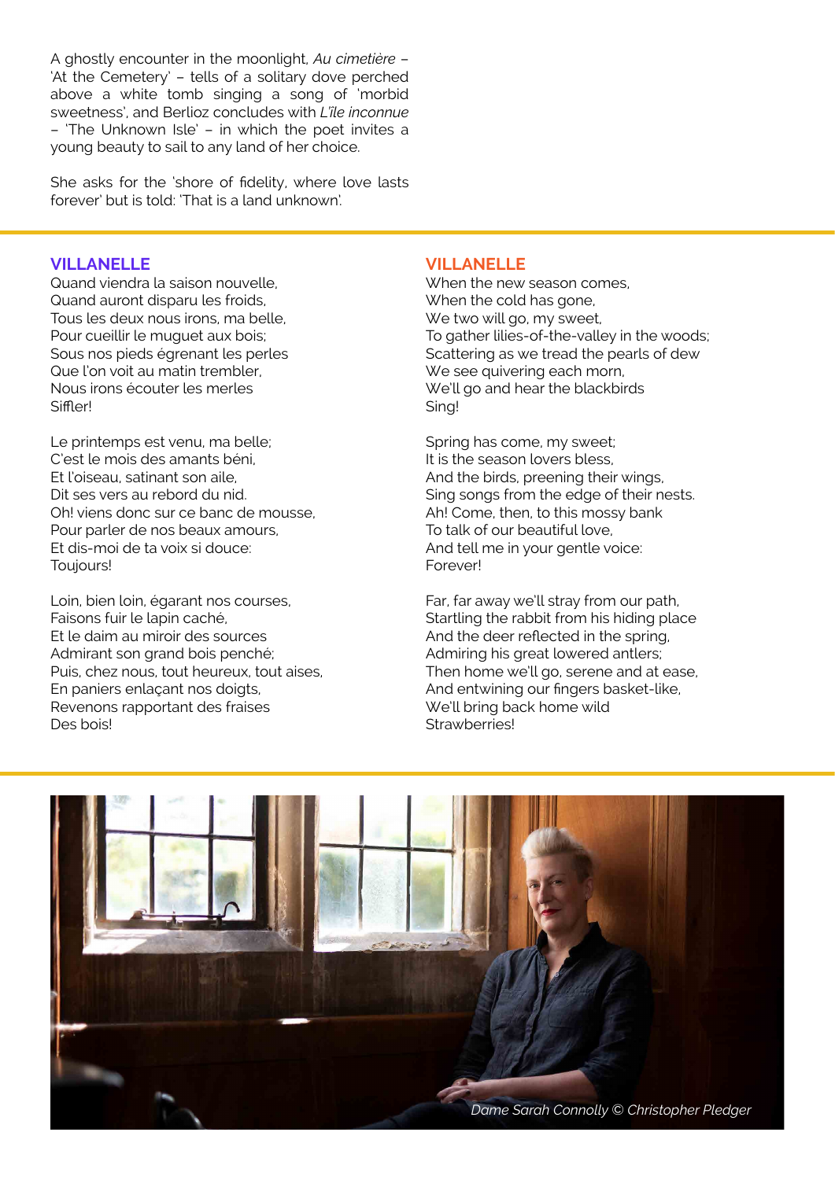A ghostly encounter in the moonlight, *Au cimetière* – 'At the Cemetery' – tells of a solitary dove perched above a white tomb singing a song of 'morbid sweetness', and Berlioz concludes with *L'île inconnue* – 'The Unknown Isle' – in which the poet invites a young beauty to sail to any land of her choice.

She asks for the 'shore of fidelity, where love lasts forever' but is told: 'That is a land unknown'.

## VILLANELLE

Quand viendra la saison nouvelle,
Quand auront disparu les froids,
Tous les deux nous irons, ma belle,
Pour cueillir le muguet aux bois;
Sous nos pieds égrenant les perles
Que l'on voit au matin trembler,
Nous irons écouter les merles
Siffler!

Le printemps est venu, ma belle;
C'est le mois des amants béni,
Et l'oiseau, satinant son aile,
Dit ses vers au rebord du nid.
Oh! viens donc sur ce banc de mousse,
Pour parler de nos beaux amours,
Et dis-moi de ta voix si douce:
Toujours!

Loin, bien loin, égarant nos courses,
Faisons fuir le lapin caché,
Et le daim au miroir des sources
Admirant son grand bois penché;
Puis, chez nous, tout heureux, tout aises,
En paniers enlaçant nos doigts,
Revenons rapportant des fraises
Des bois!

## VILLANELLE

When the new season comes,
When the cold has gone,
We two will go, my sweet,
To gather lilies-of-the-valley in the woods;
Scattering as we tread the pearls of dew
We see quivering each morn,
We'll go and hear the blackbirds
Sing!

Spring has come, my sweet;
It is the season lovers bless,
And the birds, preening their wings,
Sing songs from the edge of their nests.
Ah! Come, then, to this mossy bank
To talk of our beautiful love,
And tell me in your gentle voice:
Forever!

Far, far away we'll stray from our path,
Startling the rabbit from his hiding place
And the deer reflected in the spring,
Admiring his great lowered antlers;
Then home we'll go, serene and at ease,
And entwining our fingers basket-like,
We'll bring back home wild
Strawberries!

*Dame Sarah Connolly © Christopher Pledger*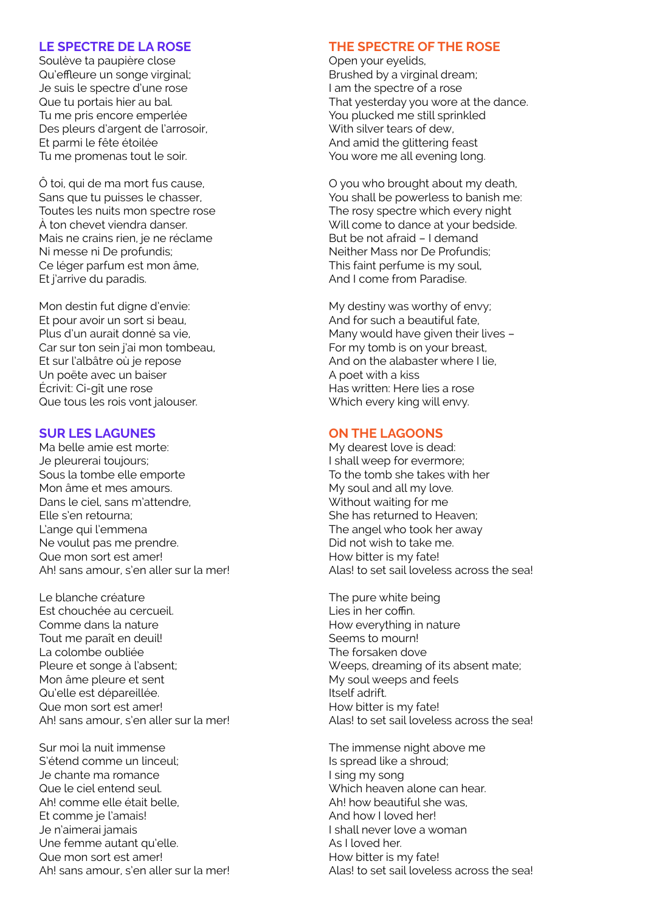## LE SPECTRE DE LA ROSE

Soulève ta paupière close
Qu'effleure un songe virginal;
Je suis le spectre d'une rose
Que tu portais hier au bal.
Tu me pris encore emperlée
Des pleurs d'argent de l'arrosoir,
Et parmi le fête étoilée
Tu me promenas tout le soir.

Ô toi, qui de ma mort fus cause,
Sans que tu puisses le chasser,
Toutes les nuits mon spectre rose
À ton chevet viendra danser.
Mais ne crains rien, je ne réclame
Ni messe ni De profundis;
Ce léger parfum est mon âme,
Et j'arrive du paradis.

Mon destin fut digne d'envie:
Et pour avoir un sort si beau,
Plus d'un aurait donné sa vie,
Car sur ton sein j'ai mon tombeau,
Et sur l'albâtre où je repose
Un poëte avec un baiser
Écrivit: Ci-gît une rose
Que tous les rois vont jalouser.

## THE SPECTRE OF THE ROSE

Open your eyelids,
Brushed by a virginal dream;
I am the spectre of a rose
That yesterday you wore at the dance.
You plucked me still sprinkled
With silver tears of dew,
And amid the glittering feast
You wore me all evening long.

O you who brought about my death,
You shall be powerless to banish me:
The rosy spectre which every night
Will come to dance at your bedside.
But be not afraid – I demand
Neither Mass nor De Profundis;
This faint perfume is my soul,
And I come from Paradise.

My destiny was worthy of envy;
And for such a beautiful fate,
Many would have given their lives –
For my tomb is on your breast,
And on the alabaster where I lie,
A poet with a kiss
Has written: Here lies a rose
Which every king will envy.

## SUR LES LAGUNES

Ma belle amie est morte:
Je pleurerai toujours;
Sous la tombe elle emporte
Mon âme et mes amours.
Dans le ciel, sans m'attendre,
Elle s'en retourna;
L'ange qui l'emmena
Ne voulut pas me prendre.
Que mon sort est amer!
Ah! sans amour, s'en aller sur la mer!

Le blanche créature
Est chouchée au cercueil.
Comme dans la nature
Tout me paraît en deuil!
La colombe oubliée
Pleure et songe à l'absent;
Mon âme pleure et sent
Qu'elle est dépareillée.
Que mon sort est amer!
Ah! sans amour, s'en aller sur la mer!

Sur moi la nuit immense
S'étend comme un linceul;
Je chante ma romance
Que le ciel entend seul.
Ah! comme elle était belle,
Et comme je l'amais!
Je n'aimerai jamais
Une femme autant qu'elle.
Que mon sort est amer!
Ah! sans amour, s'en aller sur la mer!

## ON THE LAGOONS

My dearest love is dead:
I shall weep for evermore;
To the tomb she takes with her
My soul and all my love.
Without waiting for me
She has returned to Heaven;
The angel who took her away
Did not wish to take me.
How bitter is my fate!
Alas! to set sail loveless across the sea!

The pure white being
Lies in her coffin.
How everything in nature
Seems to mourn!
The forsaken dove
Weeps, dreaming of its absent mate;
My soul weeps and feels
Itself adrift.
How bitter is my fate!
Alas! to set sail loveless across the sea!

The immense night above me
Is spread like a shroud;
I sing my song
Which heaven alone can hear.
Ah! how beautiful she was,
And how I loved her!
I shall never love a woman
As I loved her.
How bitter is my fate!
Alas! to set sail loveless across the sea!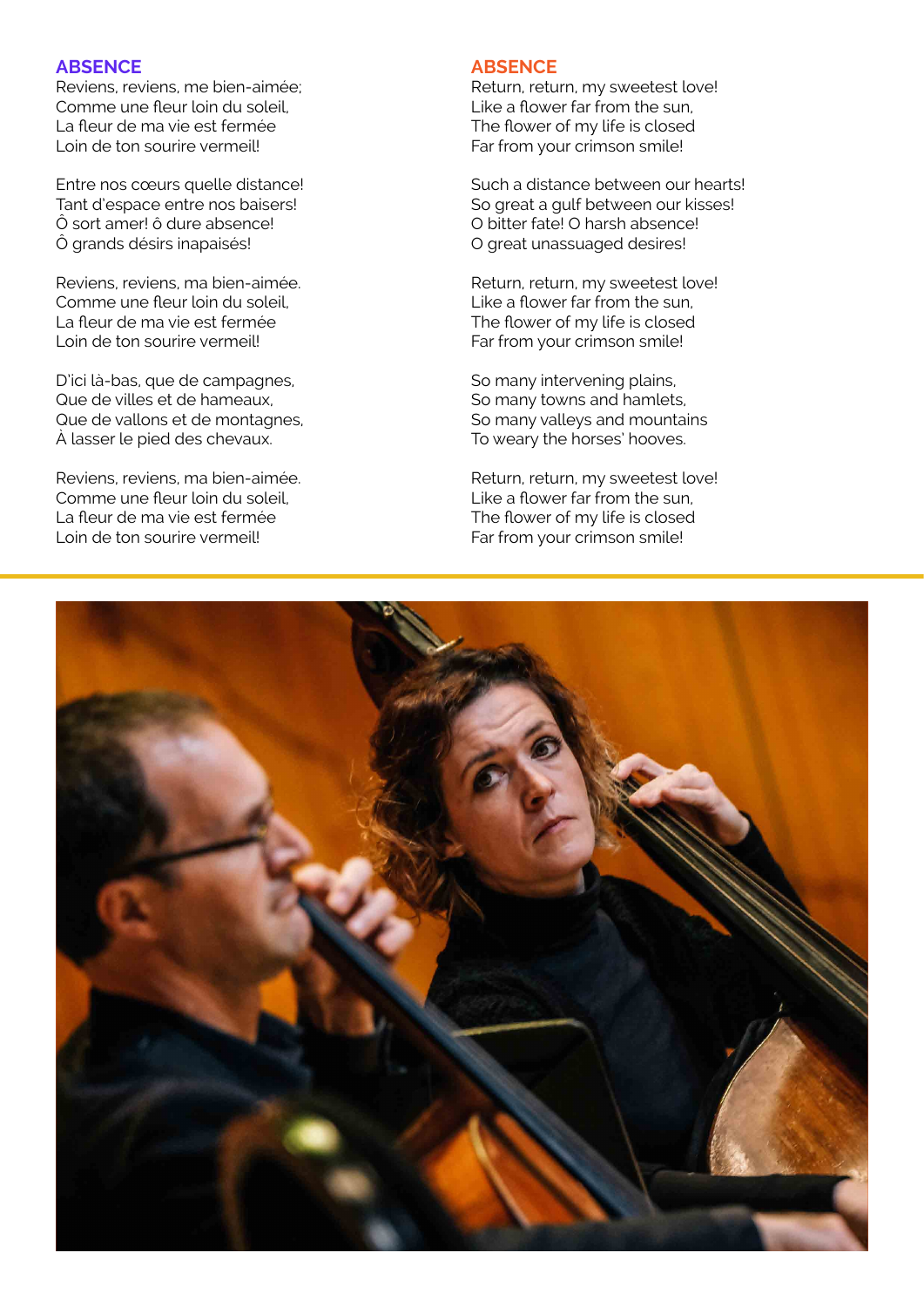## ABSENCE

Reviens, reviens, me bien-aimée;
Comme une fleur loin du soleil,
La fleur de ma vie est fermée
Loin de ton sourire vermeil!

Entre nos cœurs quelle distance!
Tant d'espace entre nos baisers!
Ô sort amer! ô dure absence!
Ô grands désirs inapaisés!

Reviens, reviens, ma bien-aimée.
Comme une fleur loin du soleil,
La fleur de ma vie est fermée
Loin de ton sourire vermeil!

D'ici là-bas, que de campagnes,
Que de villes et de hameaux,
Que de vallons et de montagnes,
À lasser le pied des chevaux.

Reviens, reviens, ma bien-aimée.
Comme une fleur loin du soleil,
La fleur de ma vie est fermée
Loin de ton sourire vermeil!

## ABSENCE

Return, return, my sweetest love!
Like a flower far from the sun,
The flower of my life is closed
Far from your crimson smile!

Such a distance between our hearts!
So great a gulf between our kisses!
O bitter fate! O harsh absence!
O great unassuaged desires!

Return, return, my sweetest love!
Like a flower far from the sun,
The flower of my life is closed
Far from your crimson smile!

So many intervening plains,
So many towns and hamlets,
So many valleys and mountains
To weary the horses' hooves.

Return, return, my sweetest love!
Like a flower far from the sun,
The flower of my life is closed
Far from your crimson smile!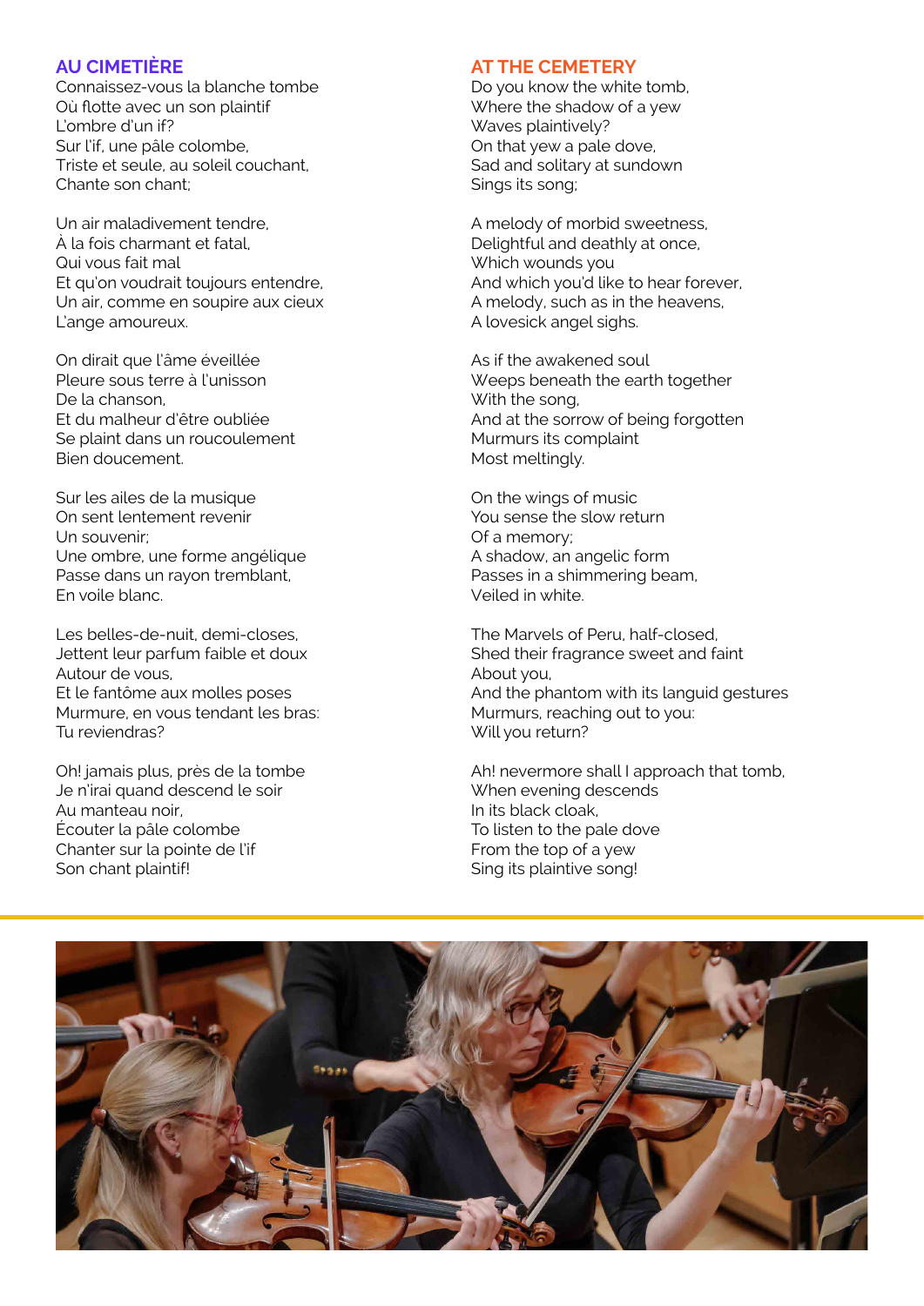## AU CIMETIÈRE

Connaissez-vous la blanche tombe
Où flotte avec un son plaintif
L'ombre d'un if?
Sur l'if, une pâle colombe,
Triste et seule, au soleil couchant,
Chante son chant;

Un air maladivement tendre,
À la fois charmant et fatal,
Qui vous fait mal
Et qu'on voudrait toujours entendre,
Un air, comme en soupire aux cieux
L'ange amoureux.

On dirait que l'âme éveillée
Pleure sous terre à l'unisson
De la chanson,
Et du malheur d'être oubliée
Se plaint dans un roucoulement
Bien doucement.

Sur les ailes de la musique
On sent lentement revenir
Un souvenir;
Une ombre, une forme angélique
Passe dans un rayon tremblant,
En voile blanc.

Les belles-de-nuit, demi-closes,
Jettent leur parfum faible et doux
Autour de vous,
Et le fantôme aux molles poses
Murmure, en vous tendant les bras:
Tu reviendras?

Oh! jamais plus, près de la tombe
Je n'irai quand descend le soir
Au manteau noir,
Écouter la pâle colombe
Chanter sur la pointe de l'if
Son chant plaintif!

## AT THE CEMETERY

Do you know the white tomb,
Where the shadow of a yew
Waves plaintively?
On that yew a pale dove,
Sad and solitary at sundown
Sings its song;

A melody of morbid sweetness,
Delightful and deathly at once,
Which wounds you
And which you'd like to hear forever,
A melody, such as in the heavens,
A lovesick angel sighs.

As if the awakened soul
Weeps beneath the earth together
With the song,
And at the sorrow of being forgotten
Murmurs its complaint
Most meltingly.

On the wings of music
You sense the slow return
Of a memory;
A shadow, an angelic form
Passes in a shimmering beam,
Veiled in white.

The Marvels of Peru, half-closed,
Shed their fragrance sweet and faint
About you,
And the phantom with its languid gestures
Murmurs, reaching out to you:
Will you return?

Ah! nevermore shall I approach that tomb,
When evening descends
In its black cloak,
To listen to the pale dove
From the top of a yew
Sing its plaintive song!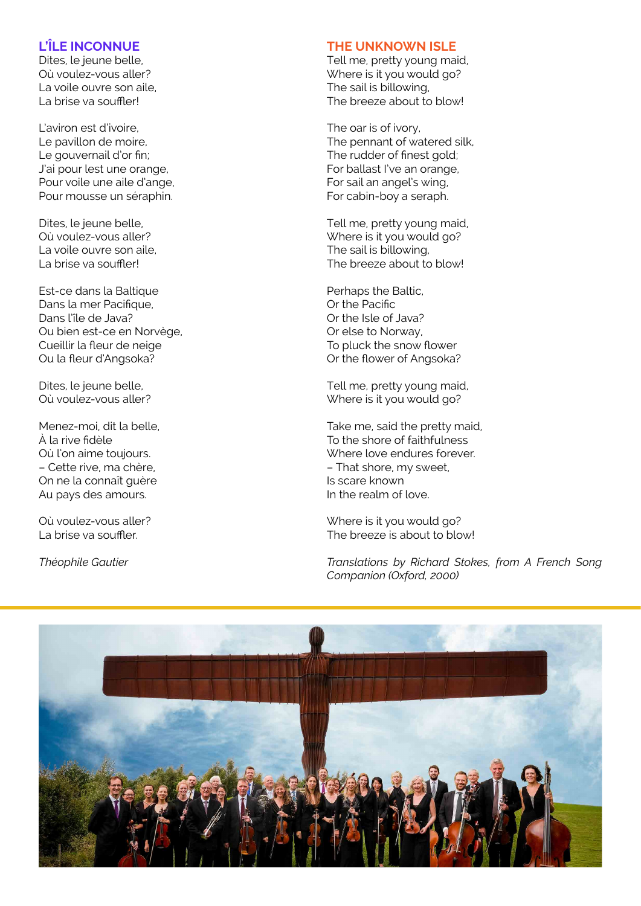## L'ÎLE INCONNUE

Dites, le jeune belle,
Où voulez-vous aller?
La voile ouvre son aile,
La brise va souffler!

L'aviron est d'ivoire,
Le pavillon de moire,
Le gouvernail d'or fin;
J'ai pour lest une orange,
Pour voile une aile d'ange,
Pour mousse un séraphin.

Dites, le jeune belle,
Où voulez-vous aller?
La voile ouvre son aile,
La brise va souffler!

Est-ce dans la Baltique
Dans la mer Pacifique,
Dans l'île de Java?
Ou bien est-ce en Norvège,
Cueillir la fleur de neige
Ou la fleur d'Angsoka?

Dites, le jeune belle,
Où voulez-vous aller?

Menez-moi, dit la belle,
À la rive fidèle
Où l'on aime toujours.
– Cette rive, ma chère,
On ne la connaît guère
Au pays des amours.

Où voulez-vous aller?
La brise va souffler.

*Théophile Gautier*

## THE UNKNOWN ISLE

Tell me, pretty young maid,
Where is it you would go?
The sail is billowing,
The breeze about to blow!

The oar is of ivory,
The pennant of watered silk,
The rudder of finest gold;
For ballast I've an orange,
For sail an angel's wing,
For cabin-boy a seraph.

Tell me, pretty young maid,
Where is it you would go?
The sail is billowing,
The breeze about to blow!

Perhaps the Baltic,
Or the Pacific
Or the Isle of Java?
Or else to Norway,
To pluck the snow flower
Or the flower of Angsoka?

Tell me, pretty young maid,
Where is it you would go?

Take me, said the pretty maid,
To the shore of faithfulness
Where love endures forever.
– That shore, my sweet,
Is scare known
In the realm of love.

Where is it you would go?
The breeze is about to blow!

*Translations by Richard Stokes, from A French Song Companion (Oxford, 2000)*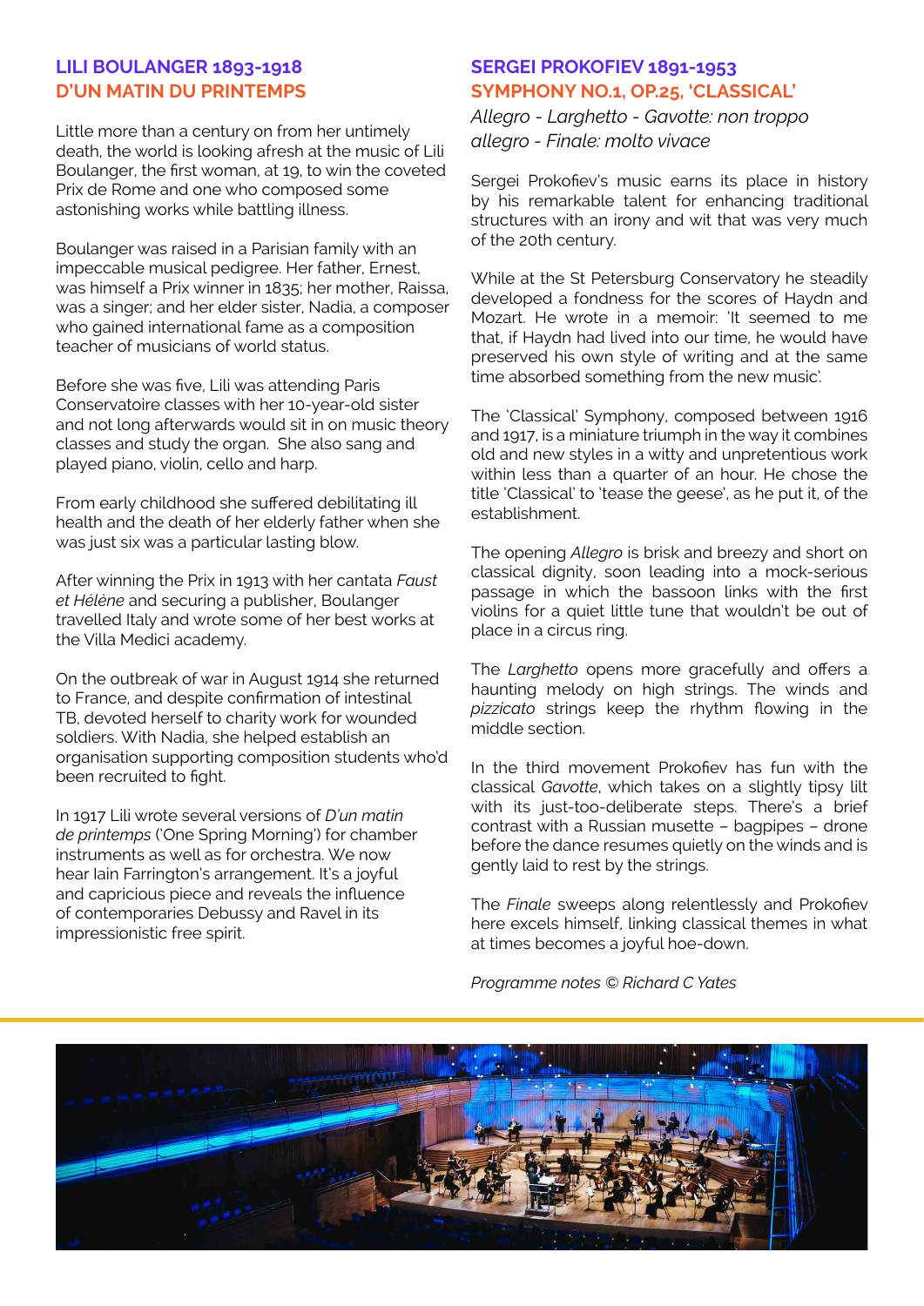## LILI BOULANGER 1893-1918
## D'UN MATIN DU PRINTEMPS

Little more than a century on from her untimely death, the world is looking afresh at the music of Lili Boulanger, the first woman, at 19, to win the coveted Prix de Rome and one who composed some astonishing works while battling illness.

Boulanger was raised in a Parisian family with an impeccable musical pedigree. Her father, Ernest, was himself a Prix winner in 1835; her mother, Raissa, was a singer; and her elder sister, Nadia, a composer who gained international fame as a composition teacher of musicians of world status.

Before she was five, Lili was attending Paris Conservatoire classes with her 10-year-old sister and not long afterwards would sit in on music theory classes and study the organ. She also sang and played piano, violin, cello and harp.

From early childhood she suffered debilitating ill health and the death of her elderly father when she was just six was a particular lasting blow.

After winning the Prix in 1913 with her cantata *Faust et Hélène* and securing a publisher, Boulanger travelled Italy and wrote some of her best works at the Villa Medici academy.

On the outbreak of war in August 1914 she returned to France, and despite confirmation of intestinal TB, devoted herself to charity work for wounded soldiers. With Nadia, she helped establish an organisation supporting composition students who'd been recruited to fight.

In 1917 Lili wrote several versions of *D'un matin de printemps* ('One Spring Morning') for chamber instruments as well as for orchestra. We now hear Iain Farrington's arrangement. It's a joyful and capricious piece and reveals the influence of contemporaries Debussy and Ravel in its impressionistic free spirit.

## SERGEI PROKOFIEV 1891-1953
## SYMPHONY NO.1, OP.25, 'CLASSICAL'

*Allegro - Larghetto - Gavotte: non troppo allegro - Finale: molto vivace*

Sergei Prokofiev's music earns its place in history by his remarkable talent for enhancing traditional structures with an irony and wit that was very much of the 20th century.

While at the St Petersburg Conservatory he steadily developed a fondness for the scores of Haydn and Mozart. He wrote in a memoir: 'It seemed to me that, if Haydn had lived into our time, he would have preserved his own style of writing and at the same time absorbed something from the new music'.

The 'Classical' Symphony, composed between 1916 and 1917, is a miniature triumph in the way it combines old and new styles in a witty and unpretentious work within less than a quarter of an hour. He chose the title 'Classical' to 'tease the geese', as he put it, of the establishment.

The opening *Allegro* is brisk and breezy and short on classical dignity, soon leading into a mock-serious passage in which the bassoon links with the first violins for a quiet little tune that wouldn't be out of place in a circus ring.

The *Larghetto* opens more gracefully and offers a haunting melody on high strings. The winds and *pizzicato* strings keep the rhythm flowing in the middle section.

In the third movement Prokofiev has fun with the classical *Gavotte*, which takes on a slightly tipsy lilt with its just-too-deliberate steps. There's a brief contrast with a Russian musette – bagpipes – drone before the dance resumes quietly on the winds and is gently laid to rest by the strings.

The *Finale* sweeps along relentlessly and Prokofiev here excels himself, linking classical themes in what at times becomes a joyful hoe-down.

*Programme notes © Richard C Yates*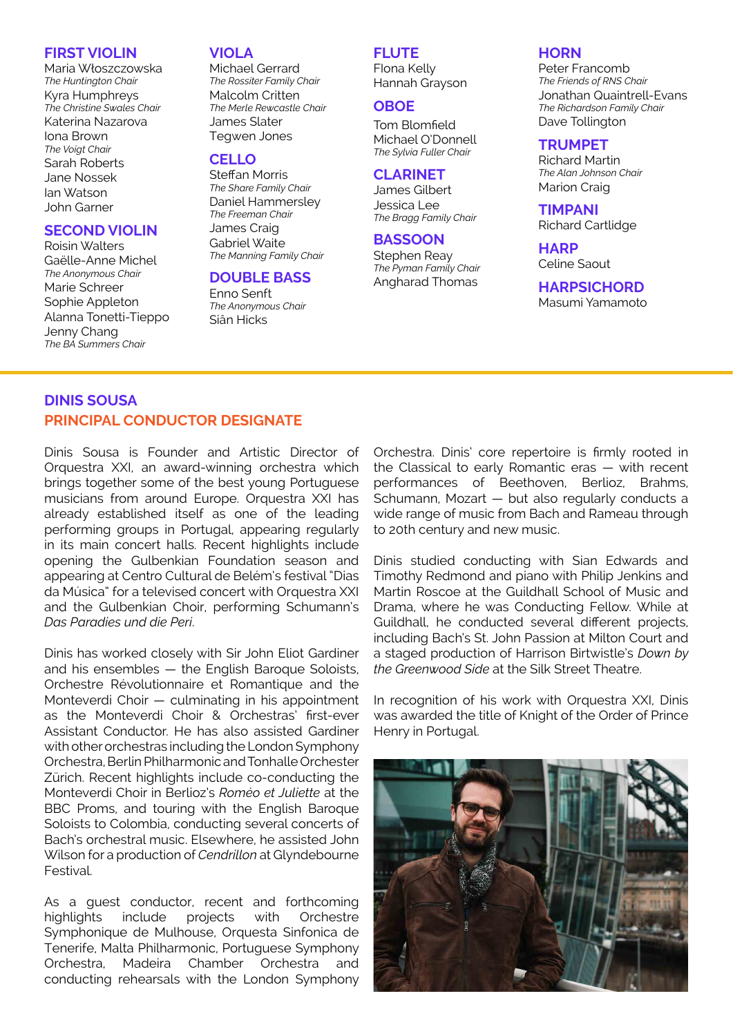## FIRST VIOLIN

Maria Włoszczowska
*The Huntington Chair*
Kyra Humphreys
*The Christine Swales Chair*
Katerina Nazarova
Iona Brown
*The Voigt Chair*
Sarah Roberts
Jane Nossek
Ian Watson
John Garner

## SECOND VIOLIN

Roisin Walters
Gaëlle-Anne Michel
*The Anonymous Chair*
Marie Schreer
Sophie Appleton
Alanna Tonetti-Tieppo
Jenny Chang
*The BA Summers Chair*

## VIOLA

Michael Gerrard
*The Rossiter Family Chair*
Malcolm Critten
*The Merle Rewcastle Chair*
James Slater
Tegwen Jones

## CELLO

Steffan Morris
*The Share Family Chair*
Daniel Hammersley
*The Freeman Chair*
James Craig
Gabriel Waite
*The Manning Family Chair*

## DOUBLE BASS

Enno Senft
*The Anonymous Chair*
Siân Hicks

## FLUTE

Flona Kelly
Hannah Grayson

## OBOE

Tom Blomfield
Michael O'Donnell
*The Sylvia Fuller Chair*

## CLARINET

James Gilbert
Jessica Lee
*The Bragg Family Chair*

## BASSOON

Stephen Reay
*The Pyman Family Chair*
Angharad Thomas

## HORN

Peter Francomb
*The Friends of RNS Chair*
Jonathan Quaintrell-Evans
*The Richardson Family Chair*
Dave Tollington

## TRUMPET

Richard Martin
*The Alan Johnson Chair*
Marion Craig

## TIMPANI

Richard Cartlidge

## HARP

Celine Saout

## HARPSICHORD

Masumi Yamamoto

# DINIS SOUSA

## PRINCIPAL CONDUCTOR DESIGNATE

Dinis Sousa is Founder and Artistic Director of Orquestra XXI, an award-winning orchestra which brings together some of the best young Portuguese musicians from around Europe. Orquestra XXI has already established itself as one of the leading performing groups in Portugal, appearing regularly in its main concert halls. Recent highlights include opening the Gulbenkian Foundation season and appearing at Centro Cultural de Belém's festival "Dias da Música" for a televised concert with Orquestra XXI and the Gulbenkian Choir, performing Schumann's *Das Paradies und die Peri*.

Dinis has worked closely with Sir John Eliot Gardiner and his ensembles — the English Baroque Soloists, Orchestre Révolutionnaire et Romantique and the Monteverdi Choir — culminating in his appointment as the Monteverdi Choir & Orchestras' first-ever Assistant Conductor. He has also assisted Gardiner with other orchestras including the London Symphony Orchestra, Berlin Philharmonic and Tonhalle Orchester Zürich. Recent highlights include co-conducting the Monteverdi Choir in Berlioz's *Roméo et Juliette* at the BBC Proms, and touring with the English Baroque Soloists to Colombia, conducting several concerts of Bach's orchestral music. Elsewhere, he assisted John Wilson for a production of *Cendrillon* at Glyndebourne Festival.

As a guest conductor, recent and forthcoming highlights include projects with Orchestre Symphonique de Mulhouse, Orquesta Sinfonica de Tenerife, Malta Philharmonic, Portuguese Symphony Orchestra, Madeira Chamber Orchestra and conducting rehearsals with the London Symphony Orchestra. Dinis' core repertoire is firmly rooted in the Classical to early Romantic eras — with recent performances of Beethoven, Berlioz, Brahms, Schumann, Mozart — but also regularly conducts a wide range of music from Bach and Rameau through to 20th century and new music.

Dinis studied conducting with Sian Edwards and Timothy Redmond and piano with Philip Jenkins and Martin Roscoe at the Guildhall School of Music and Drama, where he was Conducting Fellow. While at Guildhall, he conducted several different projects, including Bach's St. John Passion at Milton Court and a staged production of Harrison Birtwistle's *Down by the Greenwood Side* at the Silk Street Theatre.

In recognition of his work with Orquestra XXI, Dinis was awarded the title of Knight of the Order of Prince Henry in Portugal.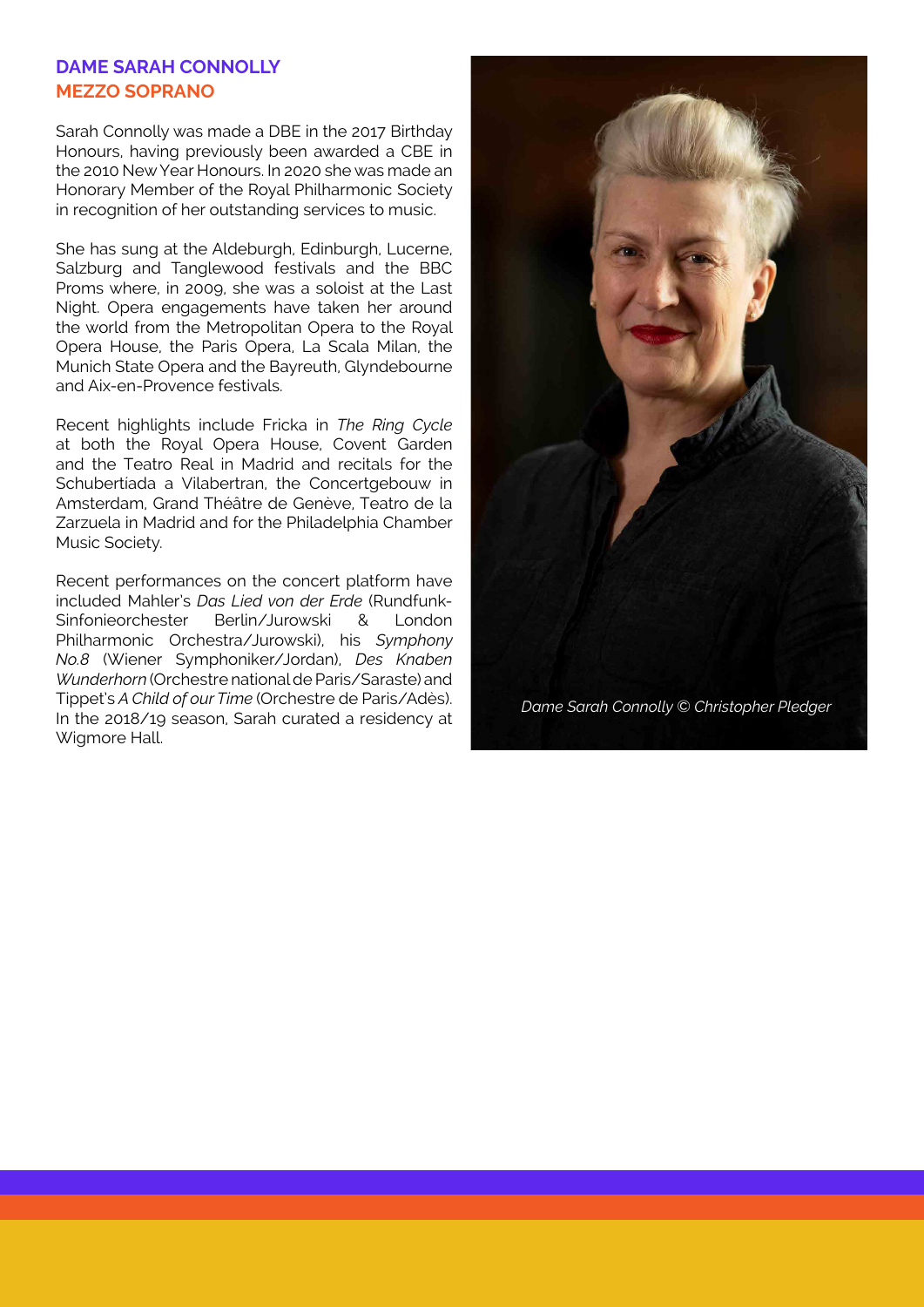## DAME SARAH CONNOLLY
## MEZZO SOPRANO

Sarah Connolly was made a DBE in the 2017 Birthday Honours, having previously been awarded a CBE in the 2010 New Year Honours. In 2020 she was made an Honorary Member of the Royal Philharmonic Society in recognition of her outstanding services to music.

She has sung at the Aldeburgh, Edinburgh, Lucerne, Salzburg and Tanglewood festivals and the BBC Proms where, in 2009, she was a soloist at the Last Night. Opera engagements have taken her around the world from the Metropolitan Opera to the Royal Opera House, the Paris Opera, La Scala Milan, the Munich State Opera and the Bayreuth, Glyndebourne and Aix-en-Provence festivals.

Recent highlights include Fricka in *The Ring Cycle* at both the Royal Opera House, Covent Garden and the Teatro Real in Madrid and recitals for the Schubertíada a Vilabertran, the Concertgebouw in Amsterdam, Grand Théâtre de Genève, Teatro de la Zarzuela in Madrid and for the Philadelphia Chamber Music Society.

Recent performances on the concert platform have included Mahler's *Das Lied von der Erde* (Rundfunk-Sinfonieorchester Berlin/Jurowski & London Philharmonic Orchestra/Jurowski), his *Symphony No.8* (Wiener Symphoniker/Jordan), *Des Knaben Wunderhorn* (Orchestre national de Paris/Saraste) and Tippet's *A Child of our Time* (Orchestre de Paris/Adès). In the 2018/19 season, Sarah curated a residency at Wigmore Hall.

*Dame Sarah Connolly © Christopher Pledger*